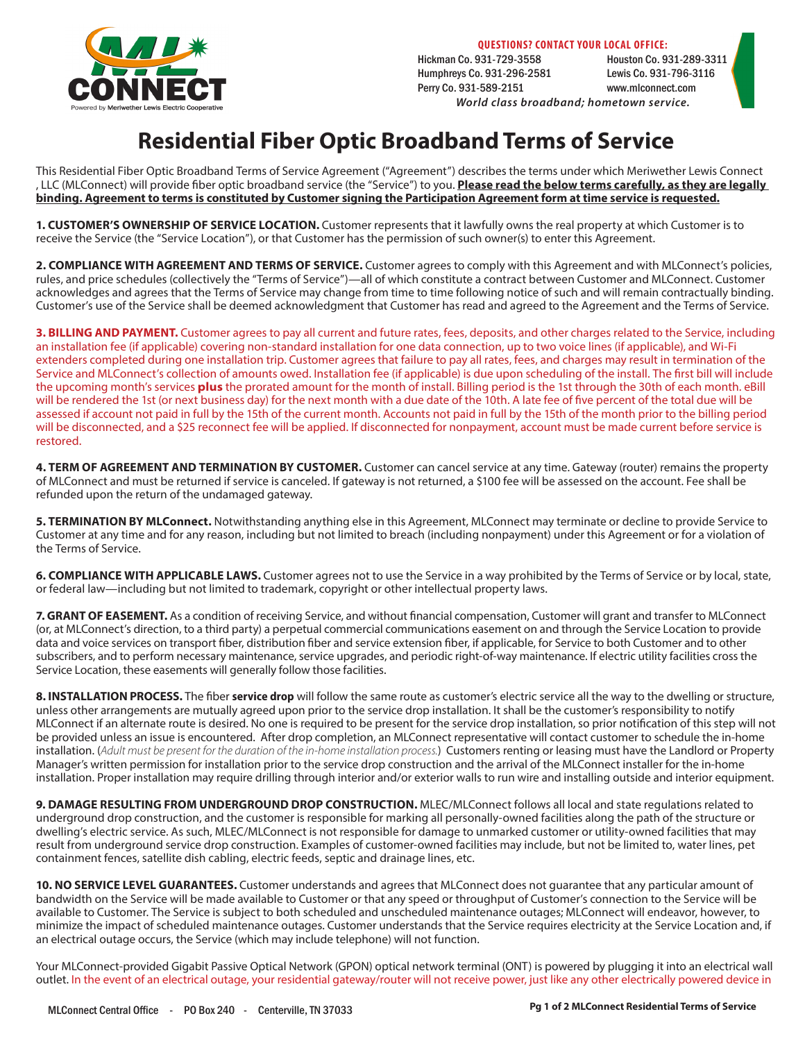QUESTIONS? CONTACT YOUR LOCAL OFFICE:

Hickman Co. 931-729-3558 | Houston Co. 931-289-3311
Humphreys Co. 931-296-2581 | Lewis Co. 931-796-3116
Perry Co. 931-589-2151 | www.mlconnect.com

*World class broadband; hometown service.*

# Residential Fiber Optic Broadband Terms of Service

This Residential Fiber Optic Broadband Terms of Service Agreement ("Agreement") describes the terms under which Meriwether Lewis Connect , LLC (MLConnect) will provide fiber optic broadband service (the "Service") to you. **Please read the below terms carefully, as they are legally binding. Agreement to terms is constituted by Customer signing the Participation Agreement form at time service is requested.**

**1. CUSTOMER'S OWNERSHIP OF SERVICE LOCATION.** Customer represents that it lawfully owns the real property at which Customer is to receive the Service (the "Service Location"), or that Customer has the permission of such owner(s) to enter this Agreement.

**2. COMPLIANCE WITH AGREEMENT AND TERMS OF SERVICE.** Customer agrees to comply with this Agreement and with MLConnect's policies, rules, and price schedules (collectively the "Terms of Service")—all of which constitute a contract between Customer and MLConnect. Customer acknowledges and agrees that the Terms of Service may change from time to time following notice of such and will remain contractually binding. Customer's use of the Service shall be deemed acknowledgment that Customer has read and agreed to the Agreement and the Terms of Service.

**3. BILLING AND PAYMENT.** Customer agrees to pay all current and future rates, fees, deposits, and other charges related to the Service, including an installation fee (if applicable) covering non-standard installation for one data connection, up to two voice lines (if applicable), and Wi-Fi extenders completed during one installation trip. Customer agrees that failure to pay all rates, fees, and charges may result in termination of the Service and MLConnect's collection of amounts owed. Installation fee (if applicable) is due upon scheduling of the install. The first bill will include the upcoming month's services **plus** the prorated amount for the month of install. Billing period is the 1st through the 30th of each month. eBill will be rendered the 1st (or next business day) for the next month with a due date of the 10th. A late fee of five percent of the total due will be assessed if account not paid in full by the 15th of the current month. Accounts not paid in full by the 15th of the month prior to the billing period will be disconnected, and a $25 reconnect fee will be applied. If disconnected for nonpayment, account must be made current before service is restored.

**4. TERM OF AGREEMENT AND TERMINATION BY CUSTOMER.** Customer can cancel service at any time. Gateway (router) remains the property of MLConnect and must be returned if service is canceled. If gateway is not returned, a $100 fee will be assessed on the account. Fee shall be refunded upon the return of the undamaged gateway.

**5. TERMINATION BY MLConnect.** Notwithstanding anything else in this Agreement, MLConnect may terminate or decline to provide Service to Customer at any time and for any reason, including but not limited to breach (including nonpayment) under this Agreement or for a violation of the Terms of Service.

**6. COMPLIANCE WITH APPLICABLE LAWS.** Customer agrees not to use the Service in a way prohibited by the Terms of Service or by local, state, or federal law—including but not limited to trademark, copyright or other intellectual property laws.

**7. GRANT OF EASEMENT.** As a condition of receiving Service, and without financial compensation, Customer will grant and transfer to MLConnect (or, at MLConnect's direction, to a third party) a perpetual commercial communications easement on and through the Service Location to provide data and voice services on transport fiber, distribution fiber and service extension fiber, if applicable, for Service to both Customer and to other subscribers, and to perform necessary maintenance, service upgrades, and periodic right-of-way maintenance. If electric utility facilities cross the Service Location, these easements will generally follow those facilities.

**8. INSTALLATION PROCESS.** The fiber **service drop** will follow the same route as customer's electric service all the way to the dwelling or structure, unless other arrangements are mutually agreed upon prior to the service drop installation. It shall be the customer's responsibility to notify MLConnect if an alternate route is desired. No one is required to be present for the service drop installation, so prior notification of this step will not be provided unless an issue is encountered. After drop completion, an MLConnect representative will contact customer to schedule the in-home installation. (*Adult must be present for the duration of the in-home installation process.*) Customers renting or leasing must have the Landlord or Property Manager's written permission for installation prior to the service drop construction and the arrival of the MLConnect installer for the in-home installation. Proper installation may require drilling through interior and/or exterior walls to run wire and installing outside and interior equipment.

**9. DAMAGE RESULTING FROM UNDERGROUND DROP CONSTRUCTION.** MLEC/MLConnect follows all local and state regulations related to underground drop construction, and the customer is responsible for marking all personally-owned facilities along the path of the structure or dwelling's electric service. As such, MLEC/MLConnect is not responsible for damage to unmarked customer or utility-owned facilities that may result from underground service drop construction. Examples of customer-owned facilities may include, but not be limited to, water lines, pet containment fences, satellite dish cabling, electric feeds, septic and drainage lines, etc.

**10. NO SERVICE LEVEL GUARANTEES.** Customer understands and agrees that MLConnect does not guarantee that any particular amount of bandwidth on the Service will be made available to Customer or that any speed or throughput of Customer's connection to the Service will be available to Customer. The Service is subject to both scheduled and unscheduled maintenance outages; MLConnect will endeavor, however, to minimize the impact of scheduled maintenance outages. Customer understands that the Service requires electricity at the Service Location and, if an electrical outage occurs, the Service (which may include telephone) will not function.

Your MLConnect-provided Gigabit Passive Optical Network (GPON) optical network terminal (ONT) is powered by plugging it into an electrical wall outlet. In the event of an electrical outage, your residential gateway/router will not receive power, just like any other electrically powered device in

MLConnect Central Office - PO Box 240 - Centerville, TN 37033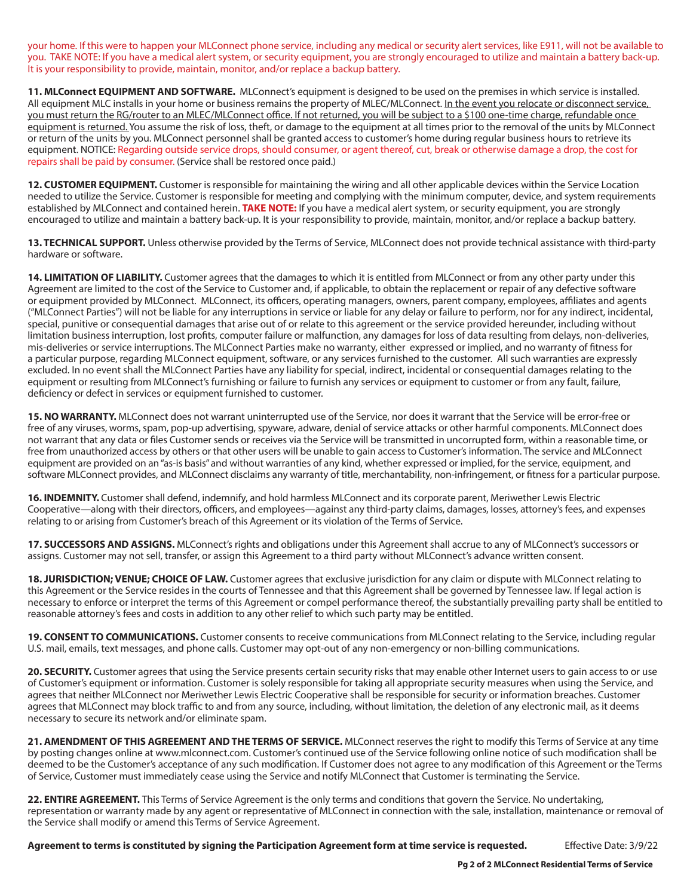your home. If this were to happen your MLConnect phone service, including any medical or security alert services, like E911, will not be available to you. TAKE NOTE: If you have a medical alert system, or security equipment, you are strongly encouraged to utilize and maintain a battery back-up. It is your responsibility to provide, maintain, monitor, and/or replace a backup battery.

**11. MLConnect EQUIPMENT AND SOFTWARE.** MLConnect's equipment is designed to be used on the premises in which service is installed. All equipment MLC installs in your home or business remains the property of MLEC/MLConnect. In the event you relocate or disconnect service, you must return the RG/router to an MLEC/MLConnect office. If not returned, you will be subject to a $100 one-time charge, refundable once equipment is returned. You assume the risk of loss, theft, or damage to the equipment at all times prior to the removal of the units by MLConnect or return of the units by you. MLConnect personnel shall be granted access to customer's home during regular business hours to retrieve its equipment. NOTICE: Regarding outside service drops, should consumer, or agent thereof, cut, break or otherwise damage a drop, the cost for repairs shall be paid by consumer. (Service shall be restored once paid.)

**12. CUSTOMER EQUIPMENT.** Customer is responsible for maintaining the wiring and all other applicable devices within the Service Location needed to utilize the Service. Customer is responsible for meeting and complying with the minimum computer, device, and system requirements established by MLConnect and contained herein. **TAKE NOTE:** If you have a medical alert system, or security equipment, you are strongly encouraged to utilize and maintain a battery back-up. It is your responsibility to provide, maintain, monitor, and/or replace a backup battery.

**13. TECHNICAL SUPPORT.** Unless otherwise provided by the Terms of Service, MLConnect does not provide technical assistance with third-party hardware or software.

**14. LIMITATION OF LIABILITY.** Customer agrees that the damages to which it is entitled from MLConnect or from any other party under this Agreement are limited to the cost of the Service to Customer and, if applicable, to obtain the replacement or repair of any defective software or equipment provided by MLConnect. MLConnect, its officers, operating managers, owners, parent company, employees, affiliates and agents ("MLConnect Parties") will not be liable for any interruptions in service or liable for any delay or failure to perform, nor for any indirect, incidental, special, punitive or consequential damages that arise out of or relate to this agreement or the service provided hereunder, including without limitation business interruption, lost profits, computer failure or malfunction, any damages for loss of data resulting from delays, non-deliveries, mis-deliveries or service interruptions. The MLConnect Parties make no warranty, either expressed or implied, and no warranty of fitness for a particular purpose, regarding MLConnect equipment, software, or any services furnished to the customer. All such warranties are expressly excluded. In no event shall the MLConnect Parties have any liability for special, indirect, incidental or consequential damages relating to the equipment or resulting from MLConnect's furnishing or failure to furnish any services or equipment to customer or from any fault, failure, deficiency or defect in services or equipment furnished to customer.

**15. NO WARRANTY.** MLConnect does not warrant uninterrupted use of the Service, nor does it warrant that the Service will be error-free or free of any viruses, worms, spam, pop-up advertising, spyware, adware, denial of service attacks or other harmful components. MLConnect does not warrant that any data or files Customer sends or receives via the Service will be transmitted in uncorrupted form, within a reasonable time, or free from unauthorized access by others or that other users will be unable to gain access to Customer's information. The service and MLConnect equipment are provided on an "as-is basis" and without warranties of any kind, whether expressed or implied, for the service, equipment, and software MLConnect provides, and MLConnect disclaims any warranty of title, merchantability, non-infringement, or fitness for a particular purpose.

**16. INDEMNITY.** Customer shall defend, indemnify, and hold harmless MLConnect and its corporate parent, Meriwether Lewis Electric Cooperative—along with their directors, officers, and employees—against any third-party claims, damages, losses, attorney's fees, and expenses relating to or arising from Customer's breach of this Agreement or its violation of the Terms of Service.

**17. SUCCESSORS AND ASSIGNS.** MLConnect's rights and obligations under this Agreement shall accrue to any of MLConnect's successors or assigns. Customer may not sell, transfer, or assign this Agreement to a third party without MLConnect's advance written consent.

**18. JURISDICTION; VENUE; CHOICE OF LAW.** Customer agrees that exclusive jurisdiction for any claim or dispute with MLConnect relating to this Agreement or the Service resides in the courts of Tennessee and that this Agreement shall be governed by Tennessee law. If legal action is necessary to enforce or interpret the terms of this Agreement or compel performance thereof, the substantially prevailing party shall be entitled to reasonable attorney's fees and costs in addition to any other relief to which such party may be entitled.

**19. CONSENT TO COMMUNICATIONS.** Customer consents to receive communications from MLConnect relating to the Service, including regular U.S. mail, emails, text messages, and phone calls. Customer may opt-out of any non-emergency or non-billing communications.

**20. SECURITY.** Customer agrees that using the Service presents certain security risks that may enable other Internet users to gain access to or use of Customer's equipment or information. Customer is solely responsible for taking all appropriate security measures when using the Service, and agrees that neither MLConnect nor Meriwether Lewis Electric Cooperative shall be responsible for security or information breaches. Customer agrees that MLConnect may block traffic to and from any source, including, without limitation, the deletion of any electronic mail, as it deems necessary to secure its network and/or eliminate spam.

**21. AMENDMENT OF THIS AGREEMENT AND THE TERMS OF SERVICE.** MLConnect reserves the right to modify this Terms of Service at any time by posting changes online at www.mlconnect.com. Customer's continued use of the Service following online notice of such modification shall be deemed to be the Customer's acceptance of any such modification. If Customer does not agree to any modification of this Agreement or the Terms of Service, Customer must immediately cease using the Service and notify MLConnect that Customer is terminating the Service.

**22. ENTIRE AGREEMENT.** This Terms of Service Agreement is the only terms and conditions that govern the Service. No undertaking, representation or warranty made by any agent or representative of MLConnect in connection with the sale, installation, maintenance or removal of the Service shall modify or amend this Terms of Service Agreement.

**Agreement to terms is constituted by signing the Participation Agreement form at time service is requested.** Effective Date: 3/9/22